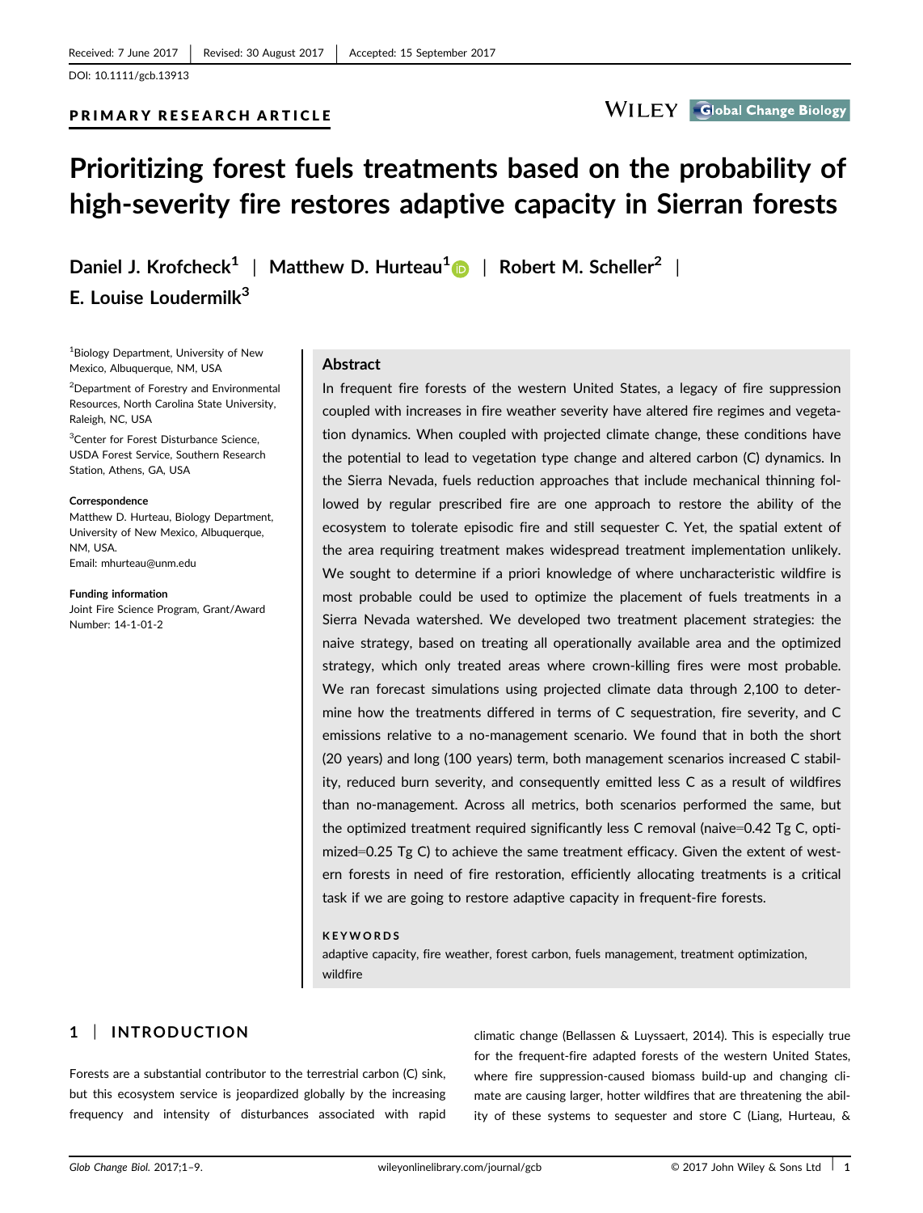Received: 7 June 2017 | Revised: 30 August 2017 | Accepted: 15 September 2017

DOI: 10.1111/gcb.13913

PRIMARY RESEARCH ARTICLE

# Prioritizing forest fuels treatments based on the probability of high-severity fire restores adaptive capacity in Sierran forests

**Daniel J. Krofcheck[1] | Matthew D. Hurteau[1] | Robert M. Scheller[2] | E. Louise Loudermilk[3]**

[1]Biology Department, University of New Mexico, Albuquerque, NM, USA

[2]Department of Forestry and Environmental Resources, North Carolina State University, Raleigh, NC, USA

[3]Center for Forest Disturbance Science, USDA Forest Service, Southern Research Station, Athens, GA, USA

**Correspondence**
Matthew D. Hurteau, Biology Department, University of New Mexico, Albuquerque, NM, USA.
Email: mhurteau@unm.edu

**Funding information**
Joint Fire Science Program, Grant/Award Number: 14-1-01-2

## Abstract

In frequent fire forests of the western United States, a legacy of fire suppression coupled with increases in fire weather severity have altered fire regimes and vegetation dynamics. When coupled with projected climate change, these conditions have the potential to lead to vegetation type change and altered carbon (C) dynamics. In the Sierra Nevada, fuels reduction approaches that include mechanical thinning followed by regular prescribed fire are one approach to restore the ability of the ecosystem to tolerate episodic fire and still sequester C. Yet, the spatial extent of the area requiring treatment makes widespread treatment implementation unlikely. We sought to determine if a priori knowledge of where uncharacteristic wildfire is most probable could be used to optimize the placement of fuels treatments in a Sierra Nevada watershed. We developed two treatment placement strategies: the naive strategy, based on treating all operationally available area and the optimized strategy, which only treated areas where crown-killing fires were most probable. We ran forecast simulations using projected climate data through 2,100 to determine how the treatments differed in terms of C sequestration, fire severity, and C emissions relative to a no-management scenario. We found that in both the short (20 years) and long (100 years) term, both management scenarios increased C stability, reduced burn severity, and consequently emitted less C as a result of wildfires than no-management. Across all metrics, both scenarios performed the same, but the optimized treatment required significantly less C removal (naive=0.42 Tg C, optimized=0.25 Tg C) to achieve the same treatment efficacy. Given the extent of western forests in need of fire restoration, efficiently allocating treatments is a critical task if we are going to restore adaptive capacity in frequent-fire forests.

**KEYWORDS**
adaptive capacity, fire weather, forest carbon, fuels management, treatment optimization, wildfire

## 1 | INTRODUCTION

Forests are a substantial contributor to the terrestrial carbon (C) sink, but this ecosystem service is jeopardized globally by the increasing frequency and intensity of disturbances associated with rapid climatic change (Bellassen & Luyssaert, 2014). This is especially true for the frequent-fire adapted forests of the western United States, where fire suppression-caused biomass build-up and changing climate are causing larger, hotter wildfires that are threatening the ability of these systems to sequester and store C (Liang, Hurteau, &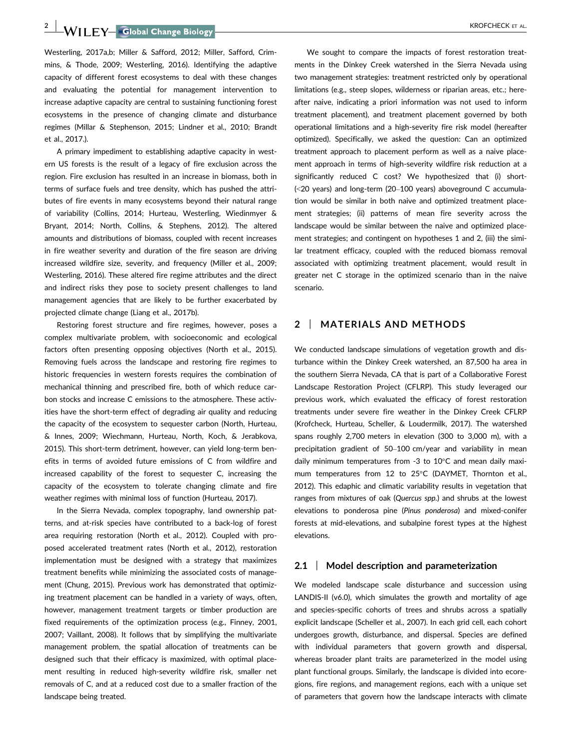Westerling, 2017a,b; Miller & Safford, 2012; Miller, Safford, Crimmins, & Thode, 2009; Westerling, 2016). Identifying the adaptive capacity of different forest ecosystems to deal with these changes and evaluating the potential for management intervention to increase adaptive capacity are central to sustaining functioning forest ecosystems in the presence of changing climate and disturbance regimes (Millar & Stephenson, 2015; Lindner et al., 2010; Brandt et al., 2017.).

A primary impediment to establishing adaptive capacity in western US forests is the result of a legacy of fire exclusion across the region. Fire exclusion has resulted in an increase in biomass, both in terms of surface fuels and tree density, which has pushed the attributes of fire events in many ecosystems beyond their natural range of variability (Collins, 2014; Hurteau, Westerling, Wiedinmyer & Bryant, 2014; North, Collins, & Stephens, 2012). The altered amounts and distributions of biomass, coupled with recent increases in fire weather severity and duration of the fire season are driving increased wildfire size, severity, and frequency (Miller et al., 2009; Westerling, 2016). These altered fire regime attributes and the direct and indirect risks they pose to society present challenges to land management agencies that are likely to be further exacerbated by projected climate change (Liang et al., 2017b).

Restoring forest structure and fire regimes, however, poses a complex multivariate problem, with socioeconomic and ecological factors often presenting opposing objectives (North et al., 2015). Removing fuels across the landscape and restoring fire regimes to historic frequencies in western forests requires the combination of mechanical thinning and prescribed fire, both of which reduce carbon stocks and increase C emissions to the atmosphere. These activities have the short-term effect of degrading air quality and reducing the capacity of the ecosystem to sequester carbon (North, Hurteau, & Innes, 2009; Wiechmann, Hurteau, North, Koch, & Jerabkova, 2015). This short-term detriment, however, can yield long-term benefits in terms of avoided future emissions of C from wildfire and increased capability of the forest to sequester C, increasing the capacity of the ecosystem to tolerate changing climate and fire weather regimes with minimal loss of function (Hurteau, 2017).

In the Sierra Nevada, complex topography, land ownership patterns, and at-risk species have contributed to a back-log of forest area requiring restoration (North et al., 2012). Coupled with proposed accelerated treatment rates (North et al., 2012), restoration implementation must be designed with a strategy that maximizes treatment benefits while minimizing the associated costs of management (Chung, 2015). Previous work has demonstrated that optimizing treatment placement can be handled in a variety of ways, often, however, management treatment targets or timber production are fixed requirements of the optimization process (e.g., Finney, 2001, 2007; Vaillant, 2008). It follows that by simplifying the multivariate management problem, the spatial allocation of treatments can be designed such that their efficacy is maximized, with optimal placement resulting in reduced high-severity wildfire risk, smaller net removals of C, and at a reduced cost due to a smaller fraction of the landscape being treated.

We sought to compare the impacts of forest restoration treatments in the Dinkey Creek watershed in the Sierra Nevada using two management strategies: treatment restricted only by operational limitations (e.g., steep slopes, wilderness or riparian areas, etc.; hereafter naive, indicating a priori information was not used to inform treatment placement), and treatment placement governed by both operational limitations and a high-severity fire risk model (hereafter optimized). Specifically, we asked the question: Can an optimized treatment approach to placement perform as well as a naive placement approach in terms of high-severity wildfire risk reduction at a significantly reduced C cost? We hypothesized that (i) short- (<20 years) and long-term (20–100 years) aboveground C accumulation would be similar in both naive and optimized treatment placement strategies; (ii) patterns of mean fire severity across the landscape would be similar between the naive and optimized placement strategies; and contingent on hypotheses 1 and 2, (iii) the similar treatment efficacy, coupled with the reduced biomass removal associated with optimizing treatment placement, would result in greater net C storage in the optimized scenario than in the naive scenario.

## 2 | MATERIALS AND METHODS

We conducted landscape simulations of vegetation growth and disturbance within the Dinkey Creek watershed, an 87,500 ha area in the southern Sierra Nevada, CA that is part of a Collaborative Forest Landscape Restoration Project (CFLRP). This study leveraged our previous work, which evaluated the efficacy of forest restoration treatments under severe fire weather in the Dinkey Creek CFLRP (Krofcheck, Hurteau, Scheller, & Loudermilk, 2017). The watershed spans roughly 2,700 m in elevation (300 to 3,000 m), with a precipitation gradient of 50–100 cm/year and variability in mean daily minimum temperatures from -3 to 10°C and mean daily maximum temperatures from 12 to 25°C (DAYMET, Thornton et al., 2012). This edaphic and climatic variability results in vegetation that ranges from mixtures of oak (*Quercus spp.*) and shrubs at the lowest elevations to ponderosa pine (*Pinus ponderosa*) and mixed-conifer forests at mid-elevations, and subalpine forest types at the highest elevations.

### 2.1 | Model description and parameterization

We modeled landscape scale disturbance and succession using LANDIS-II (v6.0), which simulates the growth and mortality of age and species-specific cohorts of trees and shrubs across a spatially explicit landscape (Scheller et al., 2007). In each grid cell, each cohort undergoes growth, disturbance, and dispersal. Species are defined with individual parameters that govern growth and dispersal, whereas broader plant traits are parameterized in the model using plant functional groups. Similarly, the landscape is divided into ecoregions, fire regions, and management regions, each with a unique set of parameters that govern how the landscape interacts with climate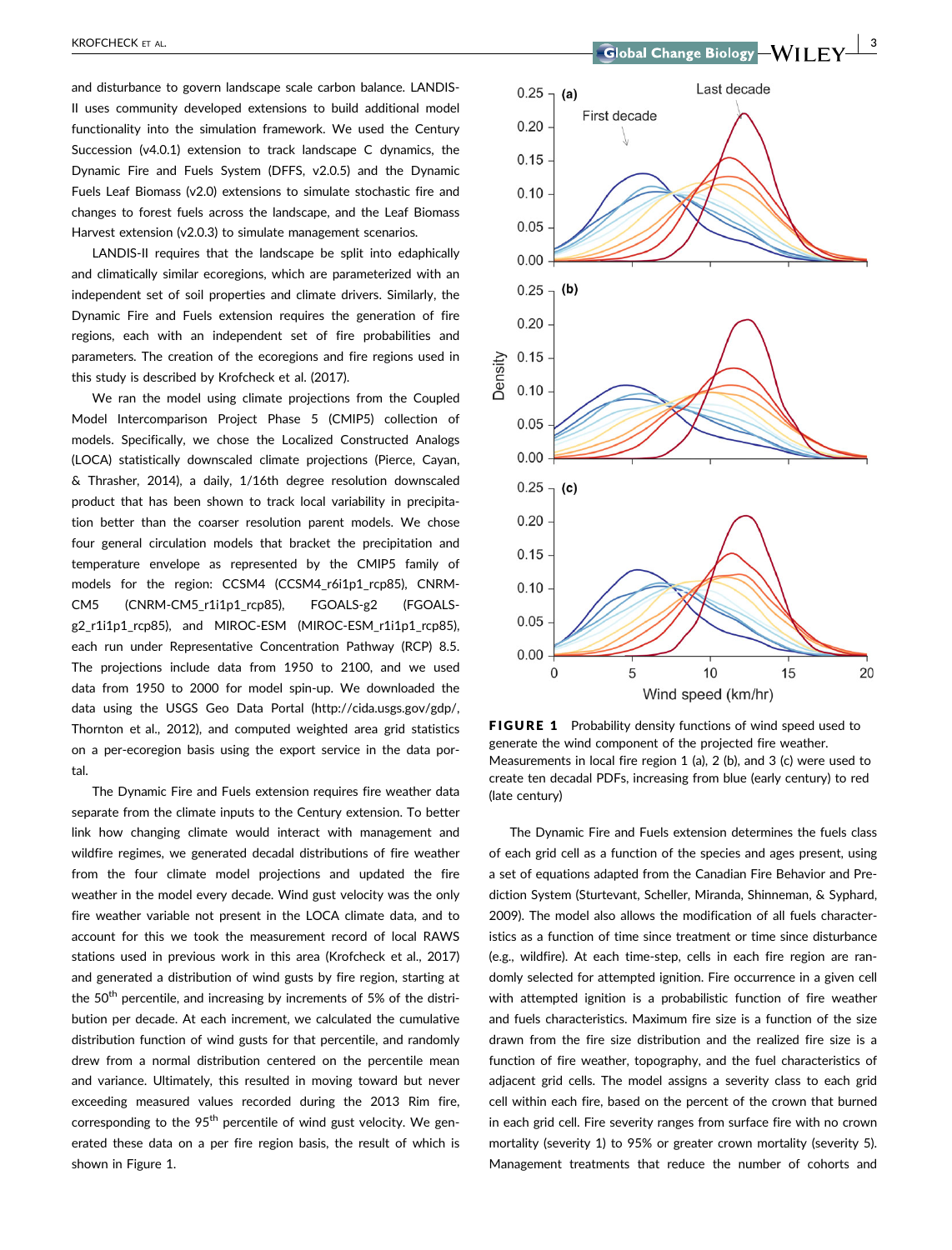and disturbance to govern landscape scale carbon balance. LANDIS-II uses community developed extensions to build additional model functionality into the simulation framework. We used the Century Succession (v4.0.1) extension to track landscape C dynamics, the Dynamic Fire and Fuels System (DFFS, v2.0.5) and the Dynamic Fuels Leaf Biomass (v2.0) extensions to simulate stochastic fire and changes to forest fuels across the landscape, and the Leaf Biomass Harvest extension (v2.0.3) to simulate management scenarios.

LANDIS-II requires that the landscape be split into edaphically and climatically similar ecoregions, which are parameterized with an independent set of soil properties and climate drivers. Similarly, the Dynamic Fire and Fuels extension requires the generation of fire regions, each with an independent set of fire probabilities and parameters. The creation of the ecoregions and fire regions used in this study is described by Krofcheck et al. (2017).

We ran the model using climate projections from the Coupled Model Intercomparison Project Phase 5 (CMIP5) collection of models. Specifically, we chose the Localized Constructed Analogs (LOCA) statistically downscaled climate projections (Pierce, Cayan, & Thrasher, 2014), a daily, 1/16th degree resolution downscaled product that has been shown to track local variability in precipitation better than the coarser resolution parent models. We chose four general circulation models that bracket the precipitation and temperature envelope as represented by the CMIP5 family of models for the region: CCSM4 (CCSM4_r6i1p1_rcp85), CNRM-CM5 (CNRM-CM5_r1i1p1_rcp85), FGOALS-g2 (FGOALS-g2_r1i1p1_rcp85), and MIROC-ESM (MIROC-ESM_r1i1p1_rcp85), each run under Representative Concentration Pathway (RCP) 8.5. The projections include data from 1950 to 2100, and we used data from 1950 to 2000 for model spin-up. We downloaded the data using the USGS Geo Data Portal (http://cida.usgs.gov/gdp/, Thornton et al., 2012), and computed weighted area grid statistics on a per-ecoregion basis using the export service in the data portal.

The Dynamic Fire and Fuels extension requires fire weather data separate from the climate inputs to the Century extension. To better link how changing climate would interact with management and wildfire regimes, we generated decadal distributions of fire weather from the four climate model projections and updated the fire weather in the model every decade. Wind gust velocity was the only fire weather variable not present in the LOCA climate data, and to account for this we took the measurement record of local RAWS stations used in previous work in this area (Krofcheck et al., 2017) and generated a distribution of wind gusts by fire region, starting at the 50th percentile, and increasing by increments of 5% of the distribution per decade. At each increment, we calculated the cumulative distribution function of wind gusts for that percentile, and randomly drew from a normal distribution centered on the percentile mean and variance. Ultimately, this resulted in moving toward but never exceeding measured values recorded during the 2013 Rim fire, corresponding to the 95th percentile of wind gust velocity. We generated these data on a per fire region basis, the result of which is shown in Figure 1.

**FIGURE 1** Probability density functions of wind speed used to generate the wind component of the projected fire weather. Measurements in local fire region 1 (a), 2 (b), and 3 (c) were used to create ten decadal PDFs, increasing from blue (early century) to red (late century)

The Dynamic Fire and Fuels extension determines the fuels class of each grid cell as a function of the species and ages present, using a set of equations adapted from the Canadian Fire Behavior and Prediction System (Sturtevant, Scheller, Miranda, Shinneman, & Syphard, 2009). The model also allows the modification of all fuels characteristics as a function of time since treatment or time since disturbance (e.g., wildfire). At each time-step, cells in each fire region are randomly selected for attempted ignition. Fire occurrence in a given cell with attempted ignition is a probabilistic function of fire weather and fuels characteristics. Maximum fire size is a function of the size drawn from the fire size distribution and the realized fire size is a function of fire weather, topography, and the fuel characteristics of adjacent grid cells. The model assigns a severity class to each grid cell within each fire, based on the percent of the crown that burned in each grid cell. Fire severity ranges from surface fire with no crown mortality (severity 1) to 95% or greater crown mortality (severity 5). Management treatments that reduce the number of cohorts and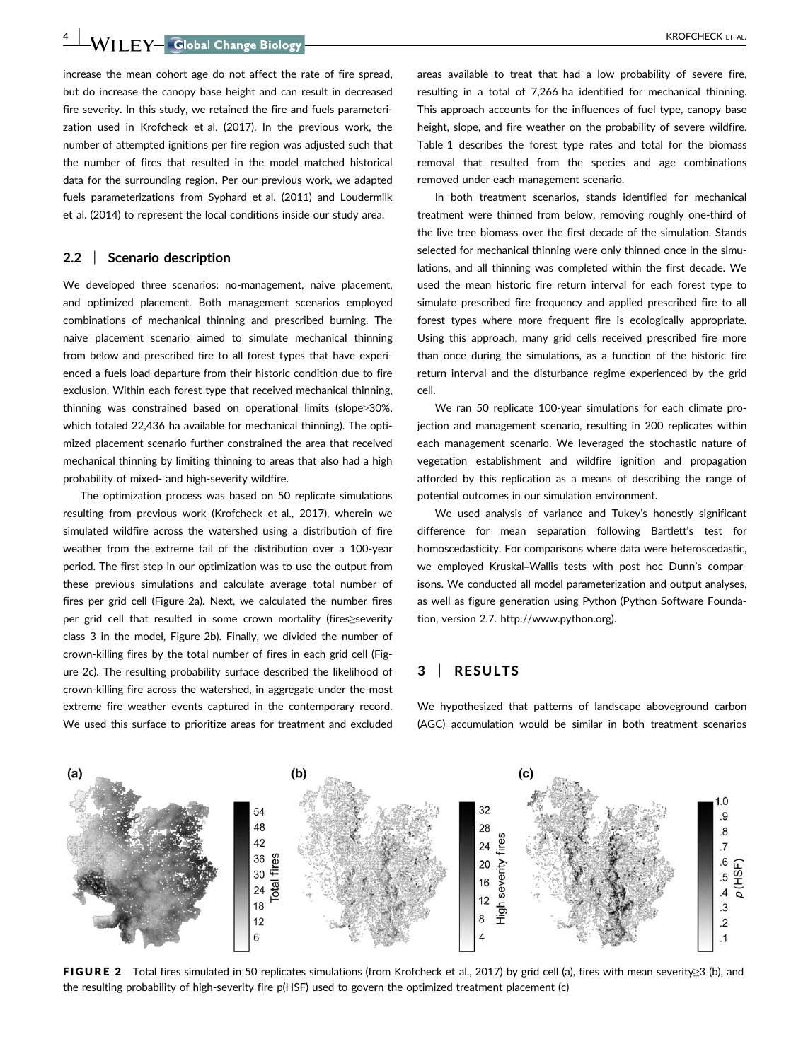increase the mean cohort age do not affect the rate of fire spread, but do increase the canopy base height and can result in decreased fire severity. In this study, we retained the fire and fuels parameterization used in Krofcheck et al. (2017). In the previous work, the number of attempted ignitions per fire region was adjusted such that the number of fires that resulted in the model matched historical data for the surrounding region. Per our previous work, we adapted fuels parameterizations from Syphard et al. (2011) and Loudermilk et al. (2014) to represent the local conditions inside our study area.

## 2.2 | Scenario description

We developed three scenarios: no-management, naive placement, and optimized placement. Both management scenarios employed combinations of mechanical thinning and prescribed burning. The naive placement scenario aimed to simulate mechanical thinning from below and prescribed fire to all forest types that have experienced a fuels load departure from their historic condition due to fire exclusion. Within each forest type that received mechanical thinning, thinning was constrained based on operational limits (slope>30%, which totaled 22,436 ha available for mechanical thinning). The optimized placement scenario further constrained the area that received mechanical thinning by limiting thinning to areas that also had a high probability of mixed- and high-severity wildfire.

The optimization process was based on 50 replicate simulations resulting from previous work (Krofcheck et al., 2017), wherein we simulated wildfire across the watershed using a distribution of fire weather from the extreme tail of the distribution over a 100-year period. The first step in our optimization was to use the output from these previous simulations and calculate average total number of fires per grid cell (Figure 2a). Next, we calculated the number fires per grid cell that resulted in some crown mortality (fires≥severity class 3 in the model, Figure 2b). Finally, we divided the number of crown-killing fires by the total number of fires in each grid cell (Figure 2c). The resulting probability surface described the likelihood of crown-killing fire across the watershed, in aggregate under the most extreme fire weather events captured in the contemporary record. We used this surface to prioritize areas for treatment and excluded areas available to treat that had a low probability of severe fire, resulting in a total of 7,266 ha identified for mechanical thinning. This approach accounts for the influences of fuel type, canopy base height, slope, and fire weather on the probability of severe wildfire. Table 1 describes the forest type rates and total for the biomass removal that resulted from the species and age combinations removed under each management scenario.

In both treatment scenarios, stands identified for mechanical treatment were thinned from below, removing roughly one-third of the live tree biomass over the first decade of the simulation. Stands selected for mechanical thinning were only thinned once in the simulations, and all thinning was completed within the first decade. We used the mean historic fire return interval for each forest type to simulate prescribed fire frequency and applied prescribed fire to all forest types where more frequent fire is ecologically appropriate. Using this approach, many grid cells received prescribed fire more than once during the simulations, as a function of the historic fire return interval and the disturbance regime experienced by the grid cell.

We ran 50 replicate 100-year simulations for each climate projection and management scenario, resulting in 200 replicates within each management scenario. We leveraged the stochastic nature of vegetation establishment and wildfire ignition and propagation afforded by this replication as a means of describing the range of potential outcomes in our simulation environment.

We used analysis of variance and Tukey's honestly significant difference for mean separation following Bartlett's test for homoscedasticity. For comparisons where data were heteroscedastic, we employed Kruskal–Wallis tests with post hoc Dunn's comparisons. We conducted all model parameterization and output analyses, as well as figure generation using Python (Python Software Foundation, version 2.7. http://www.python.org).

# 3 | RESULTS

We hypothesized that patterns of landscape aboveground carbon (AGC) accumulation would be similar in both treatment scenarios

**FIGURE 2** Total fires simulated in 50 replicates simulations (from Krofcheck et al., 2017) by grid cell (a), fires with mean severity≥3 (b), and the resulting probability of high-severity fire p(HSF) used to govern the optimized treatment placement (c)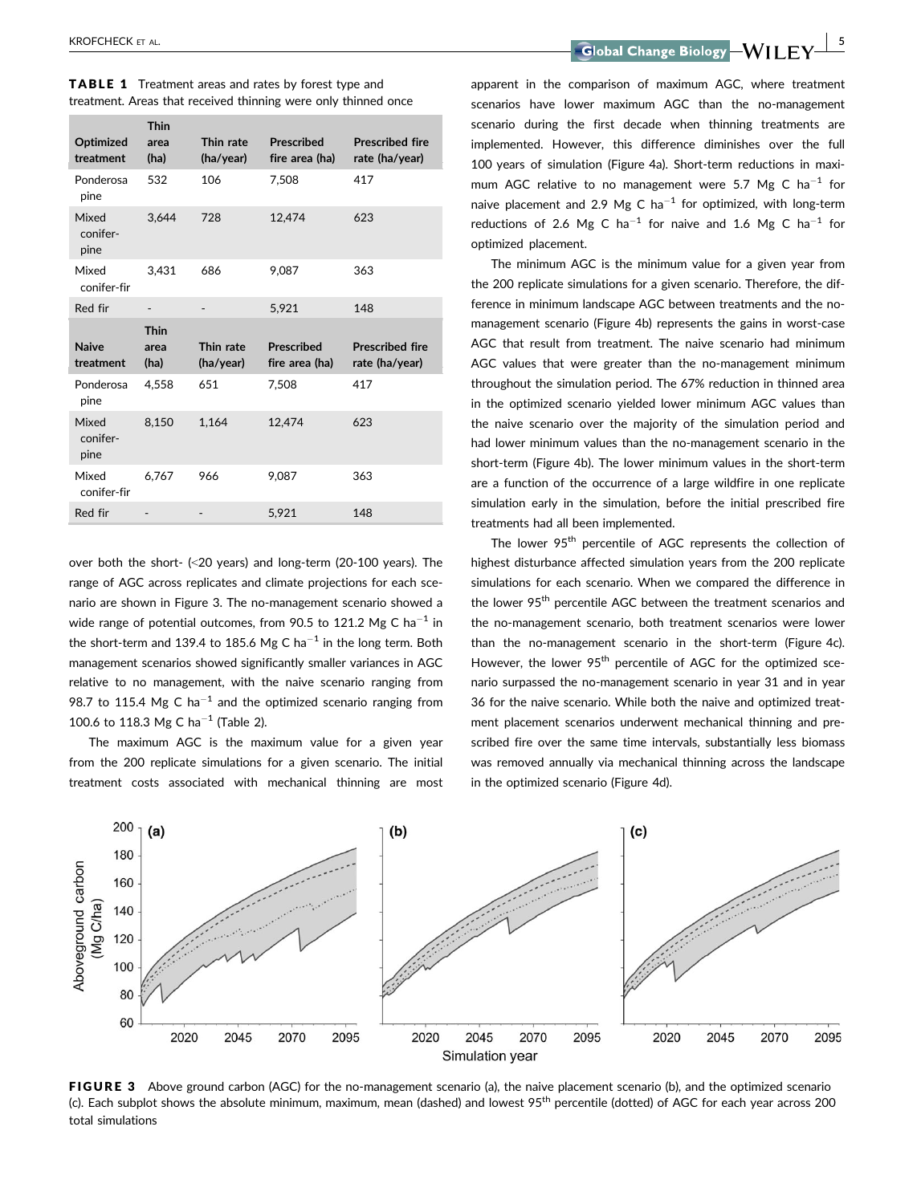**TABLE 1** Treatment areas and rates by forest type and treatment. Areas that received thinning were only thinned once

| Optimized treatment | Thin area (ha) | Thin rate (ha/year) | Prescribed fire area (ha) | Prescribed fire rate (ha/year) |
|---|---|---|---|---|
| Ponderosa pine | 532 | 106 | 7,508 | 417 |
| Mixed conifer-pine | 3,644 | 728 | 12,474 | 623 |
| Mixed conifer-fir | 3,431 | 686 | 9,087 | 363 |
| Red fir | - | - | 5,921 | 148 |
| **Naive treatment** | **Thin area (ha)** | **Thin rate (ha/year)** | **Prescribed fire area (ha)** | **Prescribed fire rate (ha/year)** |
| Ponderosa pine | 4,558 | 651 | 7,508 | 417 |
| Mixed conifer-pine | 8,150 | 1,164 | 12,474 | 623 |
| Mixed conifer-fir | 6,767 | 966 | 9,087 | 363 |
| Red fir | - | - | 5,921 | 148 |

over both the short- (<20 years) and long-term (20-100 years). The range of AGC across replicates and climate projections for each scenario are shown in Figure 3. The no-management scenario showed a wide range of potential outcomes, from 90.5 to 121.2 Mg C ha$^{-1}$ in the short-term and 139.4 to 185.6 Mg C ha$^{-1}$ in the long term. Both management scenarios showed significantly smaller variances in AGC relative to no management, with the naive scenario ranging from 98.7 to 115.4 Mg C ha$^{-1}$ and the optimized scenario ranging from 100.6 to 118.3 Mg C ha$^{-1}$ (Table 2).

The maximum AGC is the maximum value for a given year from the 200 replicate simulations for a given scenario. The initial treatment costs associated with mechanical thinning are most apparent in the comparison of maximum AGC, where treatment scenarios have lower maximum AGC than the no-management scenario during the first decade when thinning treatments are implemented. However, this difference diminishes over the full 100 years of simulation (Figure 4a). Short-term reductions in maximum AGC relative to no management were 5.7 Mg C ha$^{-1}$ for naive placement and 2.9 Mg C ha$^{-1}$ for optimized, with long-term reductions of 2.6 Mg C ha$^{-1}$ for naive and 1.6 Mg C ha$^{-1}$ for optimized placement.

The minimum AGC is the minimum value for a given year from the 200 replicate simulations for a given scenario. Therefore, the difference in minimum landscape AGC between treatments and the no-management scenario (Figure 4b) represents the gains in worst-case AGC that result from treatment. The naive scenario had minimum AGC values that were greater than the no-management minimum throughout the simulation period. The 67% reduction in thinned area in the optimized scenario yielded lower minimum AGC values than the naive scenario over the majority of the simulation period and had lower minimum values than the no-management scenario in the short-term (Figure 4b). The lower minimum values in the short-term are a function of the occurrence of a large wildfire in one replicate simulation early in the simulation, before the initial prescribed fire treatments had all been implemented.

The lower 95$^{th}$ percentile of AGC represents the collection of highest disturbance affected simulation years from the 200 replicate simulations for each scenario. When we compared the difference in the lower 95$^{th}$ percentile AGC between the treatment scenarios and the no-management scenario, both treatment scenarios were lower than the no-management scenario in the short-term (Figure 4c). However, the lower 95$^{th}$ percentile of AGC for the optimized scenario surpassed the no-management scenario in year 31 and in year 36 for the naive scenario. While both the naive and optimized treatment placement scenarios underwent mechanical thinning and prescribed fire over the same time intervals, substantially less biomass was removed annually via mechanical thinning across the landscape in the optimized scenario (Figure 4d).

**FIGURE 3** Above ground carbon (AGC) for the no-management scenario (a), the naive placement scenario (b), and the optimized scenario (c). Each subplot shows the absolute minimum, maximum, mean (dashed) and lowest 95$^{th}$ percentile (dotted) of AGC for each year across 200 total simulations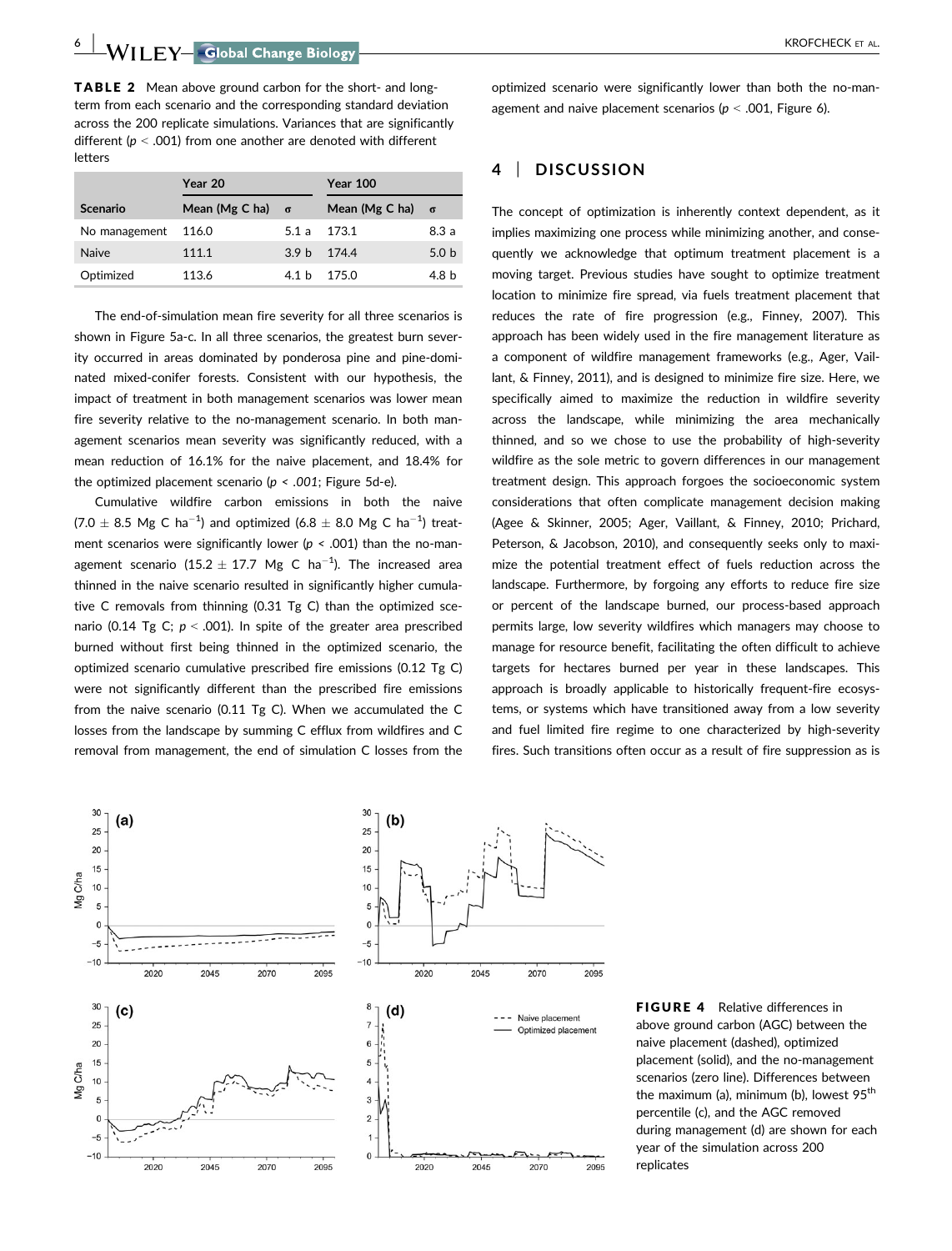**TABLE 2** Mean above ground carbon for the short- and long-term from each scenario and the corresponding standard deviation across the 200 replicate simulations. Variances that are significantly different ($p < .001$) from one another are denoted with different letters

| | Year 20 | | Year 100 | |
|---|---|---|---|---|
| Scenario | Mean (Mg C ha) | σ | Mean (Mg C ha) | σ |
| No management | 116.0 | 5.1 a | 173.1 | 8.3 a |
| Naive | 111.1 | 3.9 b | 174.4 | 5.0 b |
| Optimized | 113.6 | 4.1 b | 175.0 | 4.8 b |

The end-of-simulation mean fire severity for all three scenarios is shown in Figure 5a-c. In all three scenarios, the greatest burn severity occurred in areas dominated by ponderosa pine and pine-dominated mixed-conifer forests. Consistent with our hypothesis, the impact of treatment in both management scenarios was lower mean fire severity relative to the no-management scenario. In both management scenarios mean severity was significantly reduced, with a mean reduction of 16.1% for the naive placement, and 18.4% for the optimized placement scenario ($p < .001$; Figure 5d-e).

Cumulative wildfire carbon emissions in both the naive ($7.0 \pm 8.5$ Mg C ha$^{-1}$) and optimized ($6.8 \pm 8.0$ Mg C ha$^{-1}$) treatment scenarios were significantly lower ($p < .001$) than the no-management scenario ($15.2 \pm 17.7$ Mg C ha$^{-1}$). The increased area thinned in the naive scenario resulted in significantly higher cumulative C removals from thinning (0.31 Tg C) than the optimized scenario (0.14 Tg C; $p < .001$). In spite of the greater area prescribed burned without first being thinned in the optimized scenario, the optimized scenario cumulative prescribed fire emissions (0.12 Tg C) were not significantly different than the prescribed fire emissions from the naive scenario (0.11 Tg C). When we accumulated the C losses from the landscape by summing C efflux from wildfires and C removal from management, the end of simulation C losses from the optimized scenario were significantly lower than both the no-management and naive placement scenarios ($p < .001$, Figure 6).

## 4 | DISCUSSION

The concept of optimization is inherently context dependent, as it implies maximizing one process while minimizing another, and consequently we acknowledge that optimum treatment placement is a moving target. Previous studies have sought to optimize treatment location to minimize fire spread, via fuels treatment placement that reduces the rate of fire progression (e.g., Finney, 2007). This approach has been widely used in the fire management literature as a component of wildfire management frameworks (e.g., Ager, Vaillant, & Finney, 2011), and is designed to minimize fire size. Here, we specifically aimed to maximize the reduction in wildfire severity across the landscape, while minimizing the area mechanically thinned, and so we chose to use the probability of high-severity wildfire as the sole metric to govern differences in our management treatment design. This approach forgoes the socioeconomic system considerations that often complicate management decision making (Agee & Skinner, 2005; Ager, Vaillant, & Finney, 2010; Prichard, Peterson, & Jacobson, 2010), and consequently seeks only to maximize the potential treatment effect of fuels reduction across the landscape. Furthermore, by forgoing any efforts to reduce fire size or percent of the landscape burned, our process-based approach permits large, low severity wildfires which managers may choose to manage for resource benefit, facilitating the often difficult to achieve targets for hectares burned per year in these landscapes. This approach is broadly applicable to historically frequent-fire ecosystems, or systems which have transitioned away from a low severity and fuel limited fire regime to one characterized by high-severity fires. Such transitions often occur as a result of fire suppression as is

**FIGURE 4** Relative differences in above ground carbon (AGC) between the naive placement (dashed), optimized placement (solid), and the no-management scenarios (zero line). Differences between the maximum (a), minimum (b), lowest 95th percentile (c), and the AGC removed during management (d) are shown for each year of the simulation across 200 replicates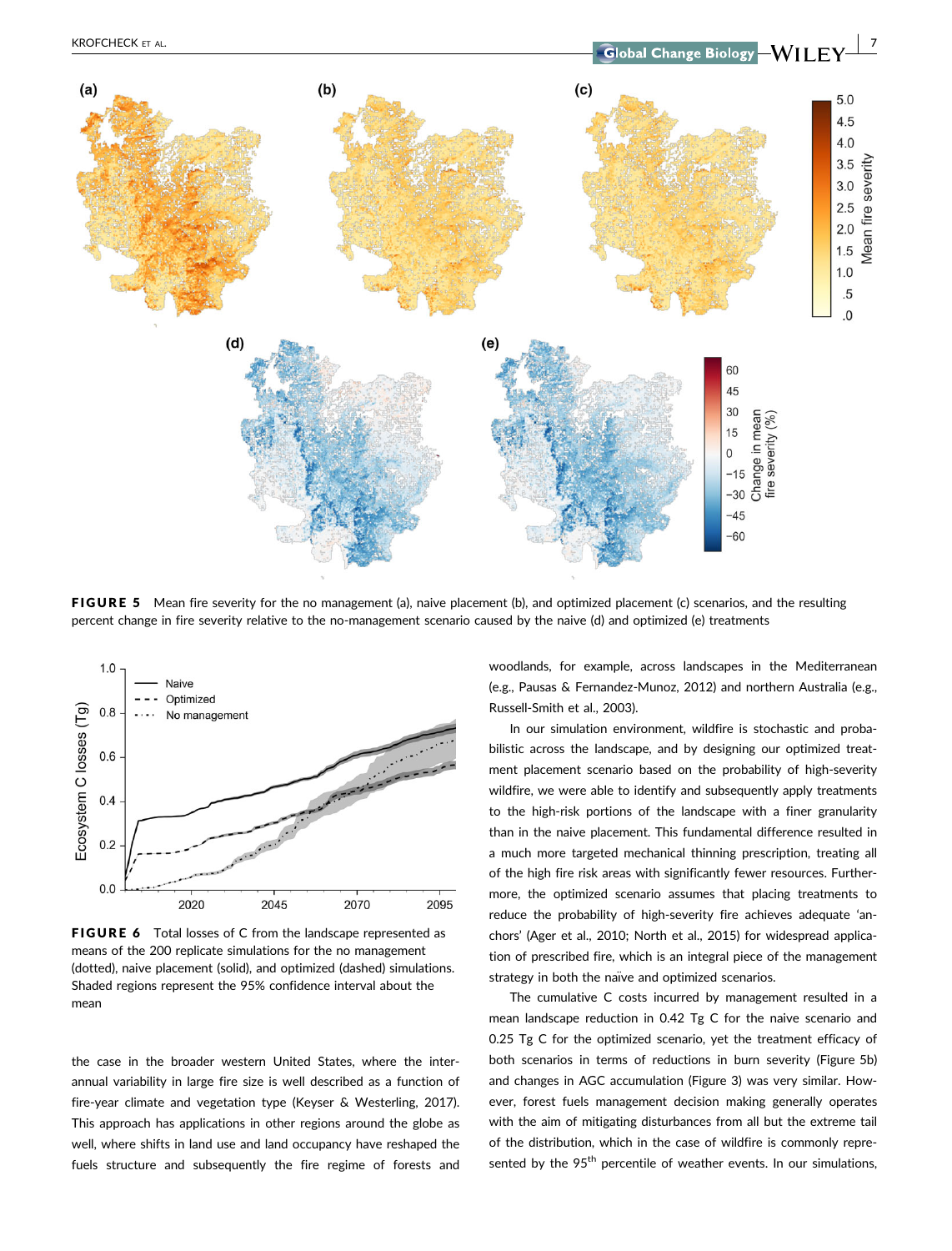**FIGURE 5** Mean fire severity for the no management (a), naive placement (b), and optimized placement (c) scenarios, and the resulting percent change in fire severity relative to the no-management scenario caused by the naive (d) and optimized (e) treatments

**FIGURE 6** Total losses of C from the landscape represented as means of the 200 replicate simulations for the no management (dotted), naive placement (solid), and optimized (dashed) simulations. Shaded regions represent the 95% confidence interval about the mean

the case in the broader western United States, where the interannual variability in large fire size is well described as a function of fire-year climate and vegetation type (Keyser & Westerling, 2017). This approach has applications in other regions around the globe as well, where shifts in land use and land occupancy have reshaped the fuels structure and subsequently the fire regime of forests and woodlands, for example, across landscapes in the Mediterranean (e.g., Pausas & Fernandez-Munoz, 2012) and northern Australia (e.g., Russell-Smith et al., 2003).

In our simulation environment, wildfire is stochastic and probabilistic across the landscape, and by designing our optimized treatment placement scenario based on the probability of high-severity wildfire, we were able to identify and subsequently apply treatments to the high-risk portions of the landscape with a finer granularity than in the naive placement. This fundamental difference resulted in a much more targeted mechanical thinning prescription, treating all of the high fire risk areas with significantly fewer resources. Furthermore, the optimized scenario assumes that placing treatments to reduce the probability of high-severity fire achieves adequate 'anchors' (Ager et al., 2010; North et al., 2015) for widespread application of prescribed fire, which is an integral piece of the management strategy in both the naïve and optimized scenarios.

The cumulative C costs incurred by management resulted in a mean landscape reduction in 0.42 Tg C for the naive scenario and 0.25 Tg C for the optimized scenario, yet the treatment efficacy of both scenarios in terms of reductions in burn severity (Figure 5b) and changes in AGC accumulation (Figure 3) was very similar. However, forest fuels management decision making generally operates with the aim of mitigating disturbances from all but the extreme tail of the distribution, which in the case of wildfire is commonly represented by the 95th percentile of weather events. In our simulations,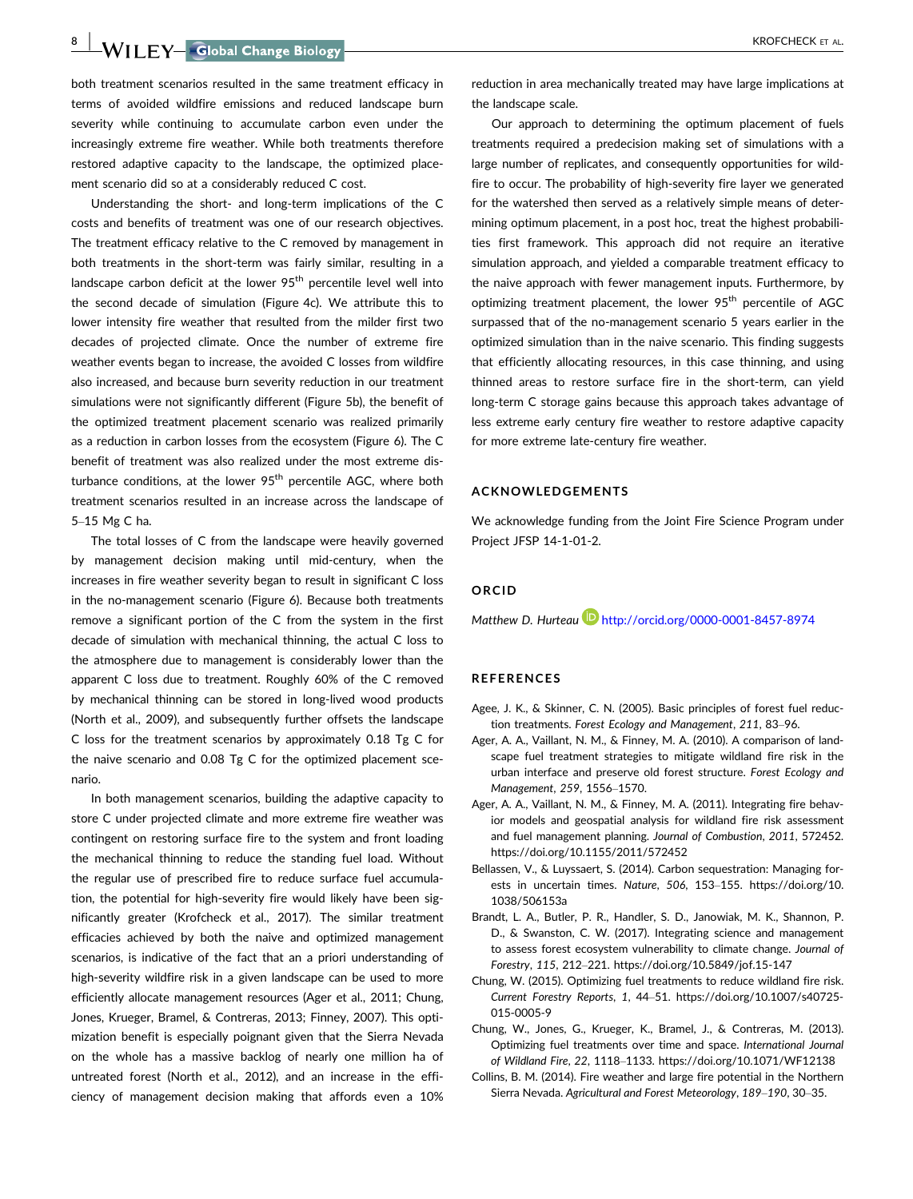both treatment scenarios resulted in the same treatment efficacy in terms of avoided wildfire emissions and reduced landscape burn severity while continuing to accumulate carbon even under the increasingly extreme fire weather. While both treatments therefore restored adaptive capacity to the landscape, the optimized placement scenario did so at a considerably reduced C cost.

Understanding the short- and long-term implications of the C costs and benefits of treatment was one of our research objectives. The treatment efficacy relative to the C removed by management in both treatments in the short-term was fairly similar, resulting in a landscape carbon deficit at the lower 95$^{th}$ percentile level well into the second decade of simulation (Figure 4c). We attribute this to lower intensity fire weather that resulted from the milder first two decades of projected climate. Once the number of extreme fire weather events began to increase, the avoided C losses from wildfire also increased, and because burn severity reduction in our treatment simulations were not significantly different (Figure 5b), the benefit of the optimized treatment placement scenario was realized primarily as a reduction in carbon losses from the ecosystem (Figure 6). The C benefit of treatment was also realized under the most extreme disturbance conditions, at the lower 95$^{th}$ percentile AGC, where both treatment scenarios resulted in an increase across the landscape of 5–15 Mg C ha.

The total losses of C from the landscape were heavily governed by management decision making until mid-century, when the increases in fire weather severity began to result in significant C loss in the no-management scenario (Figure 6). Because both treatments remove a significant portion of the C from the system in the first decade of simulation with mechanical thinning, the actual C loss to the atmosphere due to management is considerably lower than the apparent C loss due to treatment. Roughly 60% of the C removed by mechanical thinning can be stored in long-lived wood products (North et al., 2009), and subsequently further offsets the landscape C loss for the treatment scenarios by approximately 0.18 Tg C for the naive scenario and 0.08 Tg C for the optimized placement scenario.

In both management scenarios, building the adaptive capacity to store C under projected climate and more extreme fire weather was contingent on restoring surface fire to the system and front loading the mechanical thinning to reduce the standing fuel load. Without the regular use of prescribed fire to reduce surface fuel accumulation, the potential for high-severity fire would likely have been significantly greater (Krofcheck et al., 2017). The similar treatment efficacies achieved by both the naive and optimized management scenarios, is indicative of the fact that an a priori understanding of high-severity wildfire risk in a given landscape can be used to more efficiently allocate management resources (Ager et al., 2011; Chung, Jones, Krueger, Bramel, & Contreras, 2013; Finney, 2007). This optimization benefit is especially poignant given that the Sierra Nevada on the whole has a massive backlog of nearly one million ha of untreated forest (North et al., 2012), and an increase in the efficiency of management decision making that affords even a 10% reduction in area mechanically treated may have large implications at the landscape scale.

Our approach to determining the optimum placement of fuels treatments required a predecision making set of simulations with a large number of replicates, and consequently opportunities for wildfire to occur. The probability of high-severity fire layer we generated for the watershed then served as a relatively simple means of determining optimum placement, in a post hoc, treat the highest probabilities first framework. This approach did not require an iterative simulation approach, and yielded a comparable treatment efficacy to the naive approach with fewer management inputs. Furthermore, by optimizing treatment placement, the lower 95$^{th}$ percentile of AGC surpassed that of the no-management scenario 5 years earlier in the optimized simulation than in the naive scenario. This finding suggests that efficiently allocating resources, in this case thinning, and using thinned areas to restore surface fire in the short-term, can yield long-term C storage gains because this approach takes advantage of less extreme early century fire weather to restore adaptive capacity for more extreme late-century fire weather.

## ACKNOWLEDGEMENTS

We acknowledge funding from the Joint Fire Science Program under Project JFSP 14-1-01-2.

## ORCID

*Matthew D. Hurteau* http://orcid.org/0000-0001-8457-8974

## REFERENCES

Agee, J. K., & Skinner, C. N. (2005). Basic principles of forest fuel reduction treatments. *Forest Ecology and Management*, *211*, 83–96.

Ager, A. A., Vaillant, N. M., & Finney, M. A. (2010). A comparison of landscape fuel treatment strategies to mitigate wildland fire risk in the urban interface and preserve old forest structure. *Forest Ecology and Management*, *259*, 1556–1570.

Ager, A. A., Vaillant, N. M., & Finney, M. A. (2011). Integrating fire behavior models and geospatial analysis for wildland fire risk assessment and fuel management planning. *Journal of Combustion*, *2011*, 572452. https://doi.org/10.1155/2011/572452

Bellassen, V., & Luyssaert, S. (2014). Carbon sequestration: Managing forests in uncertain times. *Nature*, *506*, 153–155. https://doi.org/10.1038/506153a

Brandt, L. A., Butler, P. R., Handler, S. D., Janowiak, M. K., Shannon, P. D., & Swanston, C. W. (2017). Integrating science and management to assess forest ecosystem vulnerability to climate change. *Journal of Forestry*, *115*, 212–221. https://doi.org/10.5849/jof.15-147

Chung, W. (2015). Optimizing fuel treatments to reduce wildland fire risk. *Current Forestry Reports*, *1*, 44–51. https://doi.org/10.1007/s40725-015-0005-9

Chung, W., Jones, G., Krueger, K., Bramel, J., & Contreras, M. (2013). Optimizing fuel treatments over time and space. *International Journal of Wildland Fire*, *22*, 1118–1133. https://doi.org/10.1071/WF12138

Collins, B. M. (2014). Fire weather and large fire potential in the Northern Sierra Nevada. *Agricultural and Forest Meteorology*, *189–190*, 30–35.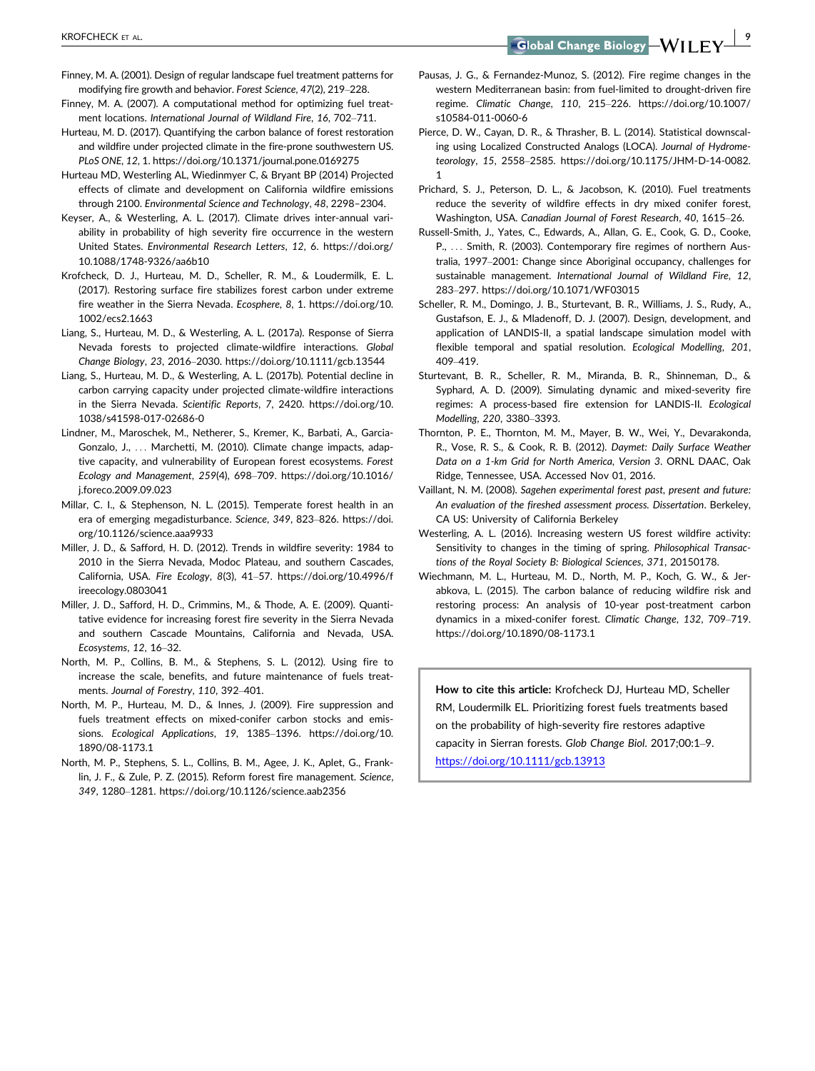Finney, M. A. (2001). Design of regular landscape fuel treatment patterns for modifying fire growth and behavior. *Forest Science*, *47*(2), 219–228.

Finney, M. A. (2007). A computational method for optimizing fuel treatment locations. *International Journal of Wildland Fire*, *16*, 702–711.

Hurteau, M. D. (2017). Quantifying the carbon balance of forest restoration and wildfire under projected climate in the fire-prone southwestern US. *PLoS ONE*, *12*, 1. https://doi.org/10.1371/journal.pone.0169275

Hurteau MD, Westerling AL, Wiedinmyer C, & Bryant BP (2014) Projected effects of climate and development on California wildfire emissions through 2100. *Environmental Science and Technology*, *48*, 2298–2304.

Keyser, A., & Westerling, A. L. (2017). Climate drives inter-annual variability in probability of high severity fire occurrence in the western United States. *Environmental Research Letters*, *12*, 6. https://doi.org/10.1088/1748-9326/aa6b10

Krofcheck, D. J., Hurteau, M. D., Scheller, R. M., & Loudermilk, E. L. (2017). Restoring surface fire stabilizes forest carbon under extreme fire weather in the Sierra Nevada. *Ecosphere*, *8*, 1. https://doi.org/10.1002/ecs2.1663

Liang, S., Hurteau, M. D., & Westerling, A. L. (2017a). Response of Sierra Nevada forests to projected climate-wildfire interactions. *Global Change Biology*, *23*, 2016–2030. https://doi.org/10.1111/gcb.13544

Liang, S., Hurteau, M. D., & Westerling, A. L. (2017b). Potential decline in carbon carrying capacity under projected climate-wildfire interactions in the Sierra Nevada. *Scientific Reports*, *7*, 2420. https://doi.org/10.1038/s41598-017-02686-0

Lindner, M., Maroschek, M., Netherer, S., Kremer, K., Barbati, A., Garcia-Gonzalo, J., … Marchetti, M. (2010). Climate change impacts, adaptive capacity, and vulnerability of European forest ecosystems. *Forest Ecology and Management*, *259*(4), 698–709. https://doi.org/10.1016/j.foreco.2009.09.023

Millar, C. I., & Stephenson, N. L. (2015). Temperate forest health in an era of emerging megadisturbance. *Science*, *349*, 823–826. https://doi.org/10.1126/science.aaa9933

Miller, J. D., & Safford, H. D. (2012). Trends in wildfire severity: 1984 to 2010 in the Sierra Nevada, Modoc Plateau, and southern Cascades, California, USA. *Fire Ecology*, *8*(3), 41–57. https://doi.org/10.4996/fireecology.0803041

Miller, J. D., Safford, H. D., Crimmins, M., & Thode, A. E. (2009). Quantitative evidence for increasing forest fire severity in the Sierra Nevada and southern Cascade Mountains, California and Nevada, USA. *Ecosystems*, *12*, 16–32.

North, M. P., Collins, B. M., & Stephens, S. L. (2012). Using fire to increase the scale, benefits, and future maintenance of fuels treatments. *Journal of Forestry*, *110*, 392–401.

North, M. P., Hurteau, M. D., & Innes, J. (2009). Fire suppression and fuels treatment effects on mixed-conifer carbon stocks and emissions. *Ecological Applications*, *19*, 1385–1396. https://doi.org/10.1890/08-1173.1

North, M. P., Stephens, S. L., Collins, B. M., Agee, J. K., Aplet, G., Franklin, J. F., & Zule, P. Z. (2015). Reform forest fire management. *Science*, *349*, 1280–1281. https://doi.org/10.1126/science.aab2356

Pausas, J. G., & Fernandez-Munoz, S. (2012). Fire regime changes in the western Mediterranean basin: from fuel-limited to drought-driven fire regime. *Climatic Change*, *110*, 215–226. https://doi.org/10.1007/s10584-011-0060-6

Pierce, D. W., Cayan, D. R., & Thrasher, B. L. (2014). Statistical downscaling using Localized Constructed Analogs (LOCA). *Journal of Hydrometeorology*, *15*, 2558–2585. https://doi.org/10.1175/JHM-D-14-0082.1

Prichard, S. J., Peterson, D. L., & Jacobson, K. (2010). Fuel treatments reduce the severity of wildfire effects in dry mixed conifer forest, Washington, USA. *Canadian Journal of Forest Research*, *40*, 1615–26.

Russell-Smith, J., Yates, C., Edwards, A., Allan, G. E., Cook, G. D., Cooke, P., … Smith, R. (2003). Contemporary fire regimes of northern Australia, 1997–2001: Change since Aboriginal occupancy, challenges for sustainable management. *International Journal of Wildland Fire*, *12*, 283–297. https://doi.org/10.1071/WF03015

Scheller, R. M., Domingo, J. B., Sturtevant, B. R., Williams, J. S., Rudy, A., Gustafson, E. J., & Mladenoff, D. J. (2007). Design, development, and application of LANDIS-II, a spatial landscape simulation model with flexible temporal and spatial resolution. *Ecological Modelling*, *201*, 409–419.

Sturtevant, B. R., Scheller, R. M., Miranda, B. R., Shinneman, D., & Syphard, A. D. (2009). Simulating dynamic and mixed-severity fire regimes: A process-based fire extension for LANDIS-II. *Ecological Modelling*, *220*, 3380–3393.

Thornton, P. E., Thornton, M. M., Mayer, B. W., Wei, Y., Devarakonda, R., Vose, R. S., & Cook, R. B. (2012). *Daymet: Daily Surface Weather Data on a 1-km Grid for North America, Version 3*. ORNL DAAC, Oak Ridge, Tennessee, USA. Accessed Nov 01, 2016.

Vaillant, N. M. (2008). *Sagehen experimental forest past, present and future: An evaluation of the fireshed assessment process. Dissertation*. Berkeley, CA US: University of California Berkeley

Westerling, A. L. (2016). Increasing western US forest wildfire activity: Sensitivity to changes in the timing of spring. *Philosophical Transactions of the Royal Society B: Biological Sciences*, *371*, 20150178.

Wiechmann, M. L., Hurteau, M. D., North, M. P., Koch, G. W., & Jerabkova, L. (2015). The carbon balance of reducing wildfire risk and restoring process: An analysis of 10-year post-treatment carbon dynamics in a mixed-conifer forest. *Climatic Change*, *132*, 709–719. https://doi.org/10.1890/08-1173.1

**How to cite this article:** Krofcheck DJ, Hurteau MD, Scheller RM, Loudermilk EL. Prioritizing forest fuels treatments based on the probability of high-severity fire restores adaptive capacity in Sierran forests. *Glob Change Biol*. 2017;00:1–9. https://doi.org/10.1111/gcb.13913